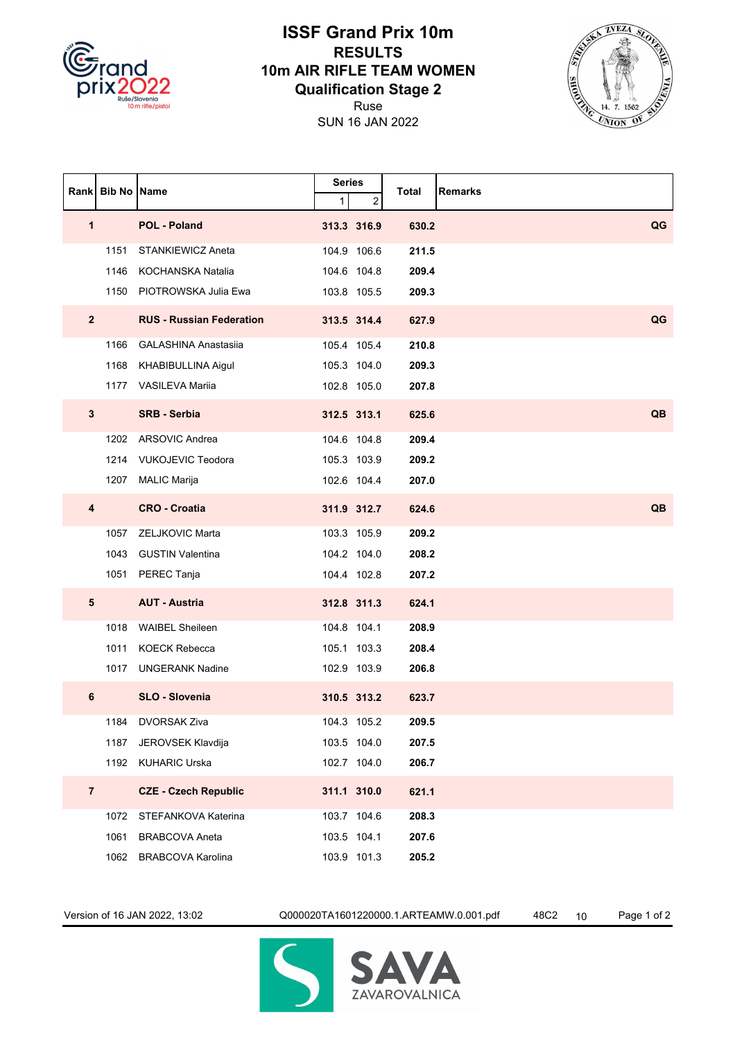# ISSF Grand Prix 10m

## RESULTS

## 10m AIR RIFLE TEAM WOMEN

## Qualification Stage 2

Ruse

SUN 16 JAN 2022

| Rank | Bib No | Name | Series 1 | Series 2 | Total | Remarks |
|---|---|---|---|---|---|---|
| **1** | | **POL - Poland** | **313.3** | **316.9** | **630.2** | **QG** |
| | 1151 | STANKIEWICZ Aneta | 104.9 | 106.6 | **211.5** | |
| | 1146 | KOCHANSKA Natalia | 104.6 | 104.8 | **209.4** | |
| | 1150 | PIOTROWSKA Julia Ewa | 103.8 | 105.5 | **209.3** | |
| **2** | | **RUS - Russian Federation** | **313.5** | **314.4** | **627.9** | **QG** |
| | 1166 | GALASHINA Anastasiia | 105.4 | 105.4 | **210.8** | |
| | 1168 | KHABIBULLINA Aigul | 105.3 | 104.0 | **209.3** | |
| | 1177 | VASILEVA Mariia | 102.8 | 105.0 | **207.8** | |
| **3** | | **SRB - Serbia** | **312.5** | **313.1** | **625.6** | **QB** |
| | 1202 | ARSOVIC Andrea | 104.6 | 104.8 | **209.4** | |
| | 1214 | VUKOJEVIC Teodora | 105.3 | 103.9 | **209.2** | |
| | 1207 | MALIC Marija | 102.6 | 104.4 | **207.0** | |
| **4** | | **CRO - Croatia** | **311.9** | **312.7** | **624.6** | **QB** |
| | 1057 | ZELJKOVIC Marta | 103.3 | 105.9 | **209.2** | |
| | 1043 | GUSTIN Valentina | 104.2 | 104.0 | **208.2** | |
| | 1051 | PEREC Tanja | 104.4 | 102.8 | **207.2** | |
| **5** | | **AUT - Austria** | **312.8** | **311.3** | **624.1** | |
| | 1018 | WAIBEL Sheileen | 104.8 | 104.1 | **208.9** | |
| | 1011 | KOECK Rebecca | 105.1 | 103.3 | **208.4** | |
| | 1017 | UNGERANK Nadine | 102.9 | 103.9 | **206.8** | |
| **6** | | **SLO - Slovenia** | **310.5** | **313.2** | **623.7** | |
| | 1184 | DVORSAK Ziva | 104.3 | 105.2 | **209.5** | |
| | 1187 | JEROVSEK Klavdija | 103.5 | 104.0 | **207.5** | |
| | 1192 | KUHARIC Urska | 102.7 | 104.0 | **206.7** | |
| **7** | | **CZE - Czech Republic** | **311.1** | **310.0** | **621.1** | |
| | 1072 | STEFANKOVA Katerina | 103.7 | 104.6 | **208.3** | |
| | 1061 | BRABCOVA Aneta | 103.5 | 104.1 | **207.6** | |
| | 1062 | BRABCOVA Karolina | 103.9 | 101.3 | **205.2** | |

Version of 16 JAN 2022, 13:02 Q000020TA1601220000.1.ARTEAMW.0.001.pdf 48C2 10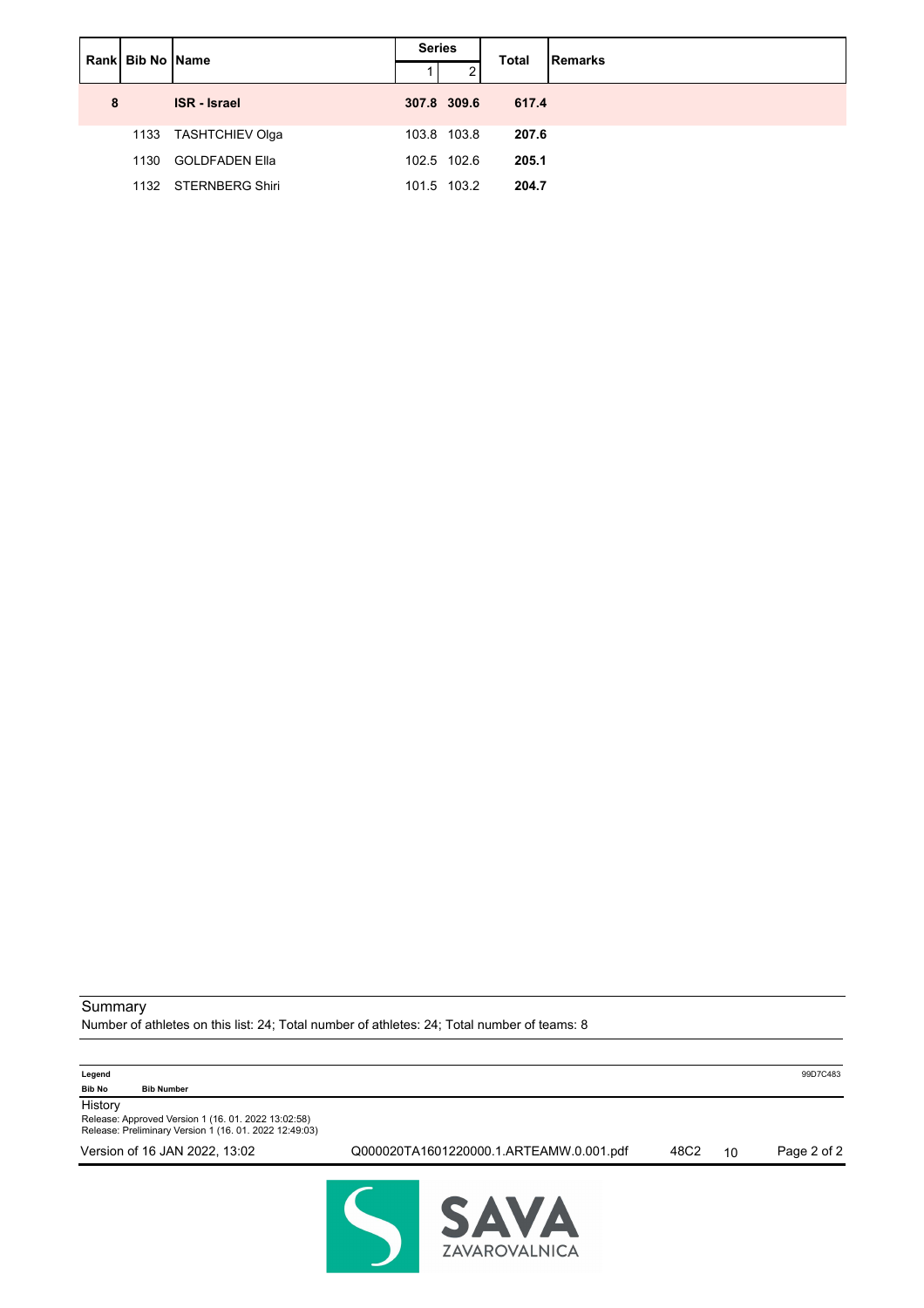| Rank | Bib No | Name | Series | | Total | Remarks |
|---|---|---|---|---|---|---|
| | | | 1 | 2 | | |
| **8** | | **ISR - Israel** | **307.8** | **309.6** | **617.4** | |
| | 1133 | TASHTCHIEV Olga | 103.8 | 103.8 | **207.6** | |
| | 1130 | GOLDFADEN Ella | 102.5 | 102.6 | **205.1** | |
| | 1132 | STERNBERG Shiri | 101.5 | 103.2 | **204.7** | |

Summary

Number of athletes on this list: 24; Total number of athletes: 24; Total number of teams: 8

**Legend**

**Bib No** **Bib Number**

99D7C483

History

Release: Approved Version 1 (16. 01. 2022 13:02:58)
Release: Preliminary Version 1 (16. 01. 2022 12:49:03)

Version of 16 JAN 2022, 13:02 Q000020TA1601220000.1.ARTEAMW.0.001.pdf 48C2 10

SAVA ZAVAROVALNICA